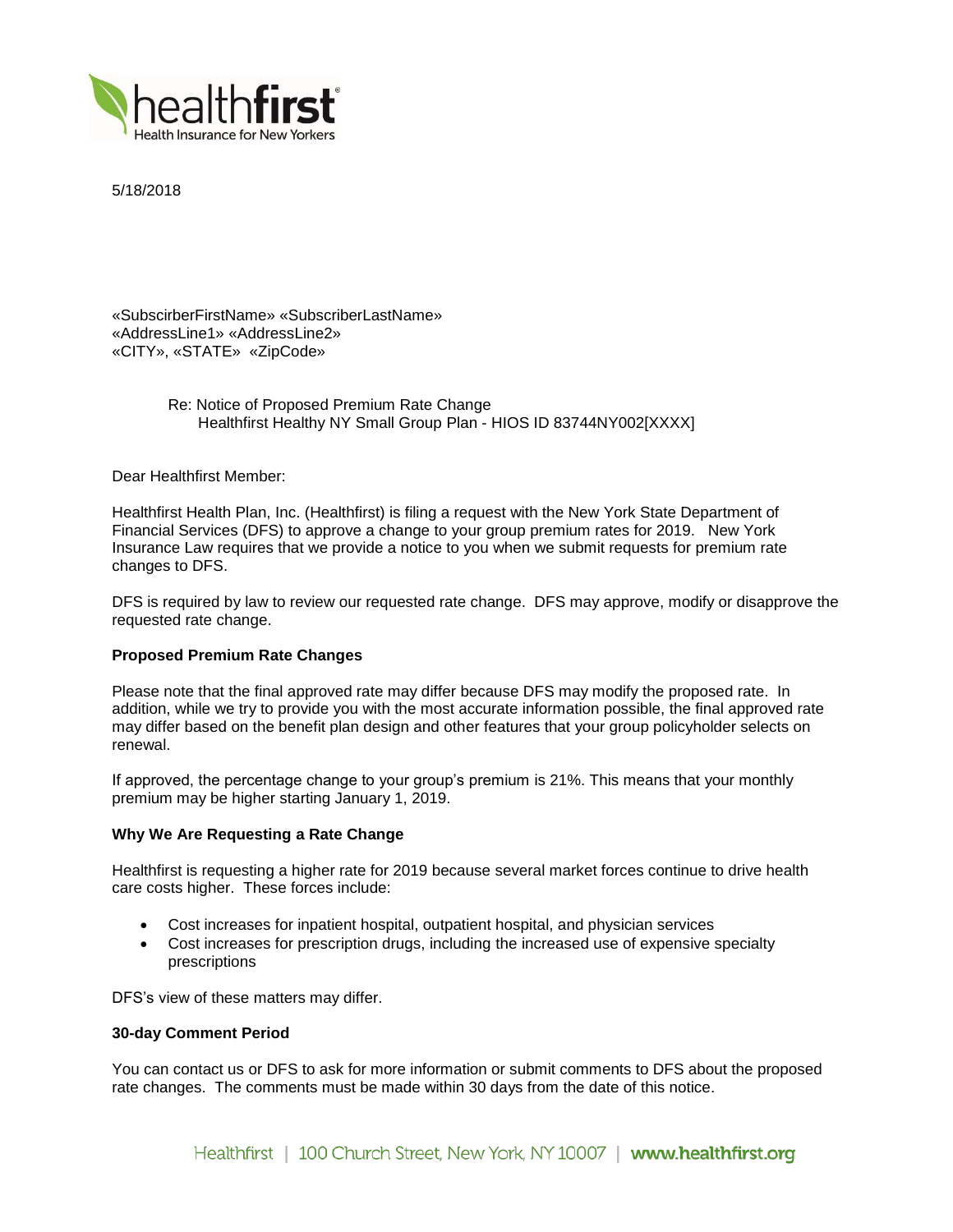5/18/2018

«SubscirberFirstName» «SubscriberLastName»
«AddressLine1» «AddressLine2»
«CITY», «STATE» «ZipCode»

Re: Notice of Proposed Premium Rate Change
Healthfirst Healthy NY Small Group Plan - HIOS ID 83744NY002[XXXX]

Dear Healthfirst Member:

Healthfirst Health Plan, Inc. (Healthfirst) is filing a request with the New York State Department of Financial Services (DFS) to approve a change to your group premium rates for 2019. New York Insurance Law requires that we provide a notice to you when we submit requests for premium rate changes to DFS.

DFS is required by law to review our requested rate change. DFS may approve, modify or disapprove the requested rate change.

**Proposed Premium Rate Changes**

Please note that the final approved rate may differ because DFS may modify the proposed rate. In addition, while we try to provide you with the most accurate information possible, the final approved rate may differ based on the benefit plan design and other features that your group policyholder selects on renewal.

If approved, the percentage change to your group's premium is 21%. This means that your monthly premium may be higher starting January 1, 2019.

**Why We Are Requesting a Rate Change**

Healthfirst is requesting a higher rate for 2019 because several market forces continue to drive health care costs higher. These forces include:

- Cost increases for inpatient hospital, outpatient hospital, and physician services
- Cost increases for prescription drugs, including the increased use of expensive specialty prescriptions

DFS's view of these matters may differ.

**30-day Comment Period**

You can contact us or DFS to ask for more information or submit comments to DFS about the proposed rate changes. The comments must be made within 30 days from the date of this notice.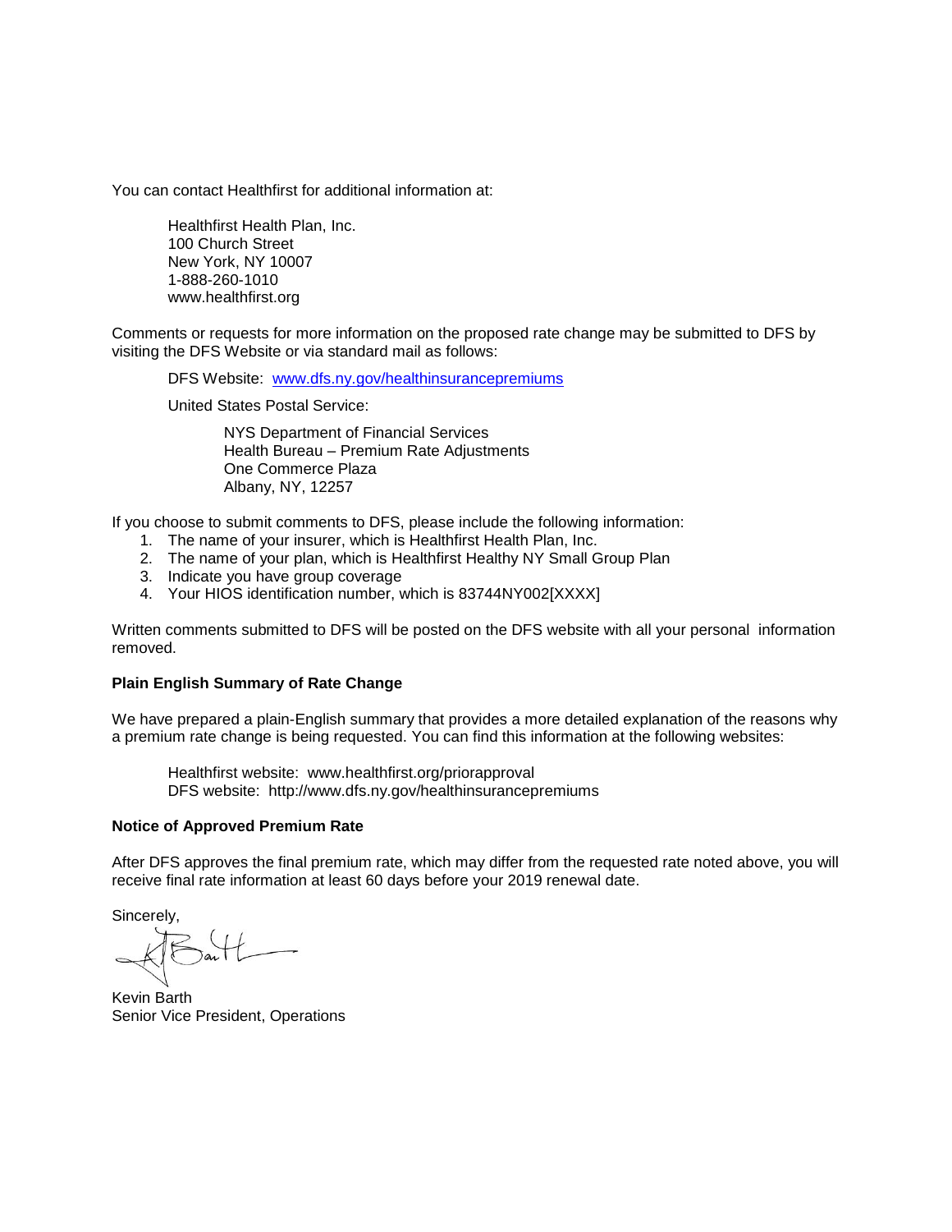You can contact Healthfirst for additional information at:

Healthfirst Health Plan, Inc.  
100 Church Street  
New York, NY 10007  
1-888-260-1010  
www.healthfirst.org

Comments or requests for more information on the proposed rate change may be submitted to DFS by visiting the DFS Website or via standard mail as follows:

DFS Website: www.dfs.ny.gov/healthinsurancepremiums

United States Postal Service:

NYS Department of Financial Services  
Health Bureau – Premium Rate Adjustments  
One Commerce Plaza  
Albany, NY, 12257

If you choose to submit comments to DFS, please include the following information:

1. The name of your insurer, which is Healthfirst Health Plan, Inc.
2. The name of your plan, which is Healthfirst Healthy NY Small Group Plan
3. Indicate you have group coverage
4. Your HIOS identification number, which is 83744NY002[XXXX]

Written comments submitted to DFS will be posted on the DFS website with all your personal information removed.

**Plain English Summary of Rate Change**

We have prepared a plain-English summary that provides a more detailed explanation of the reasons why a premium rate change is being requested. You can find this information at the following websites:

Healthfirst website: www.healthfirst.org/priorapproval  
DFS website: http://www.dfs.ny.gov/healthinsurancepremiums

**Notice of Approved Premium Rate**

After DFS approves the final premium rate, which may differ from the requested rate noted above, you will receive final rate information at least 60 days before your 2019 renewal date.

Sincerely,

Kevin Barth  
Senior Vice President, Operations